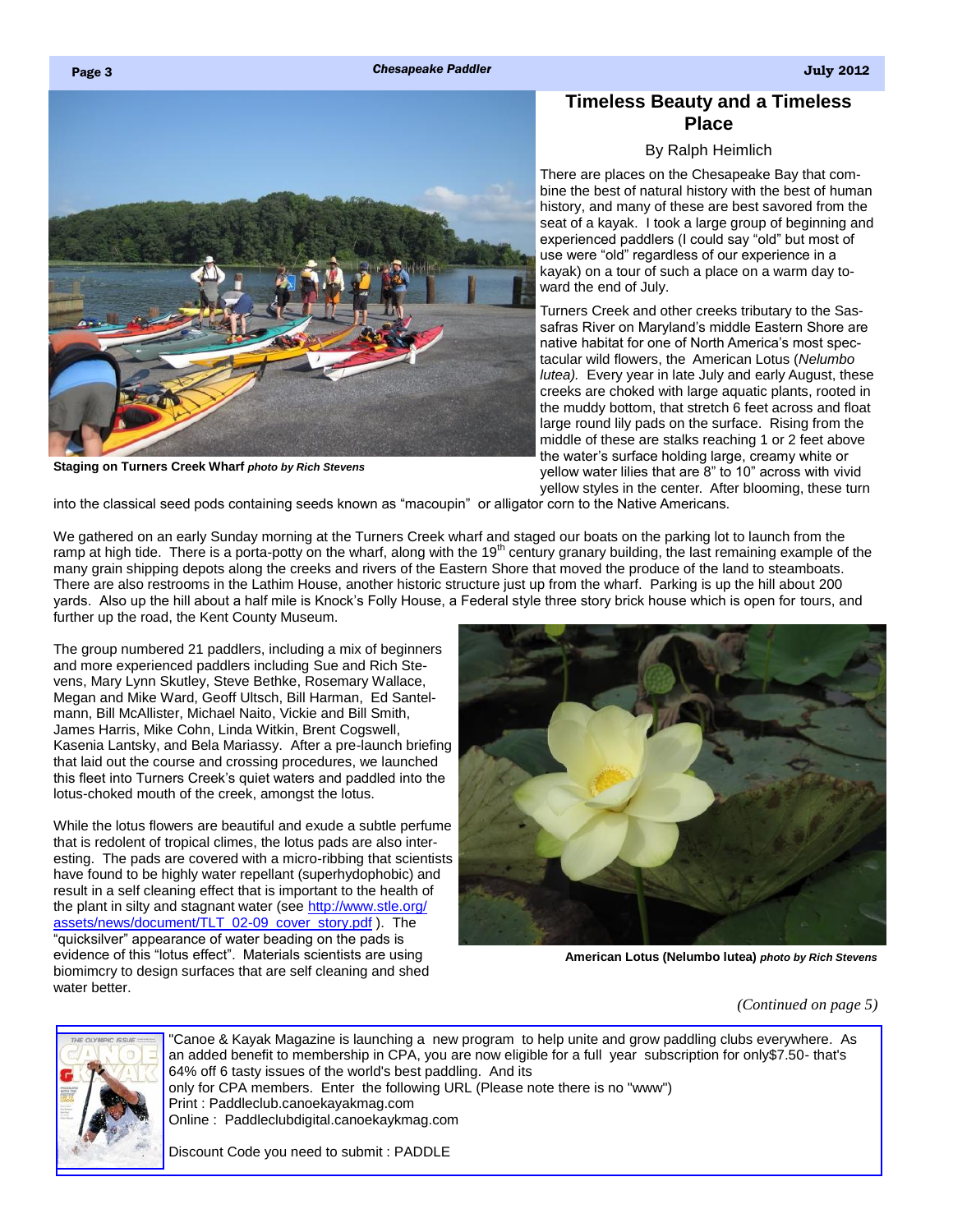# Timeless Beauty and a Timeless Place

By Ralph Heimlich

There are places on the Chesapeake Bay that combine the best of natural history with the best of human history, and many of these are best savored from the seat of a kayak. I took a large group of beginning and experienced paddlers (I could say "old" but most of use were "old" regardless of our experience in a kayak) on a tour of such a place on a warm day toward the end of July.

Staging on Turners Creek Wharf *photo by Rich Stevens*

Turners Creek and other creeks tributary to the Sassafras River on Maryland's middle Eastern Shore are native habitat for one of North America's most spectacular wild flowers, the American Lotus (*Nelumbo lutea).* Every year in late July and early August, these creeks are choked with large aquatic plants, rooted in the muddy bottom, that stretch 6 feet across and float large round lily pads on the surface. Rising from the middle of these are stalks reaching 1 or 2 feet above the water's surface holding large, creamy white or yellow water lilies that are 8" to 10" across with vivid yellow styles in the center. After blooming, these turn into the classical seed pods containing seeds known as "macoupin" or alligator corn to the Native Americans.

We gathered on an early Sunday morning at the Turners Creek wharf and staged our boats on the parking lot to launch from the ramp at high tide. There is a porta-potty on the wharf, along with the 19th century granary building, the last remaining example of the many grain shipping depots along the creeks and rivers of the Eastern Shore that moved the produce of the land to steamboats. There are also restrooms in the Lathim House, another historic structure just up from the wharf. Parking is up the hill about 200 yards. Also up the hill about a half mile is Knock's Folly House, a Federal style three story brick house which is open for tours, and further up the road, the Kent County Museum.

The group numbered 21 paddlers, including a mix of beginners and more experienced paddlers including Sue and Rich Stevens, Mary Lynn Skutley, Steve Bethke, Rosemary Wallace, Megan and Mike Ward, Geoff Ultsch, Bill Harman, Ed Santelmann, Bill McAllister, Michael Naito, Vickie and Bill Smith, James Harris, Mike Cohn, Linda Witkin, Brent Cogswell, Kasenia Lantsky, and Bela Mariassy. After a pre-launch briefing that laid out the course and crossing procedures, we launched this fleet into Turners Creek's quiet waters and paddled into the lotus-choked mouth of the creek, amongst the lotus.

While the lotus flowers are beautiful and exude a subtle perfume that is redolent of tropical climes, the lotus pads are also interesting. The pads are covered with a micro-ribbing that scientists have found to be highly water repellant (superhydophobic) and result in a self cleaning effect that is important to the health of the plant in silty and stagnant water (see http://www.stle.org/assets/news/document/TLT_02-09_cover_story.pdf ). The "quicksilver" appearance of water beading on the pads is evidence of this "lotus effect". Materials scientists are using biomimcry to design surfaces that are self cleaning and shed water better.

American Lotus (Nelumbo lutea) *photo by Rich Stevens*

*(Continued on page 5)*

"Canoe & Kayak Magazine is launching a new program to help unite and grow paddling clubs everywhere. As an added benefit to membership in CPA, you are now eligible for a full year subscription for only$7.50- that's 64% off 6 tasty issues of the world's best paddling. And its only for CPA members. Enter the following URL (Please note there is no "www")

Print : Paddleclub.canoekayakmag.com

Online : Paddleclubdigital.canoekaykmag.com

Discount Code you need to submit : PADDLE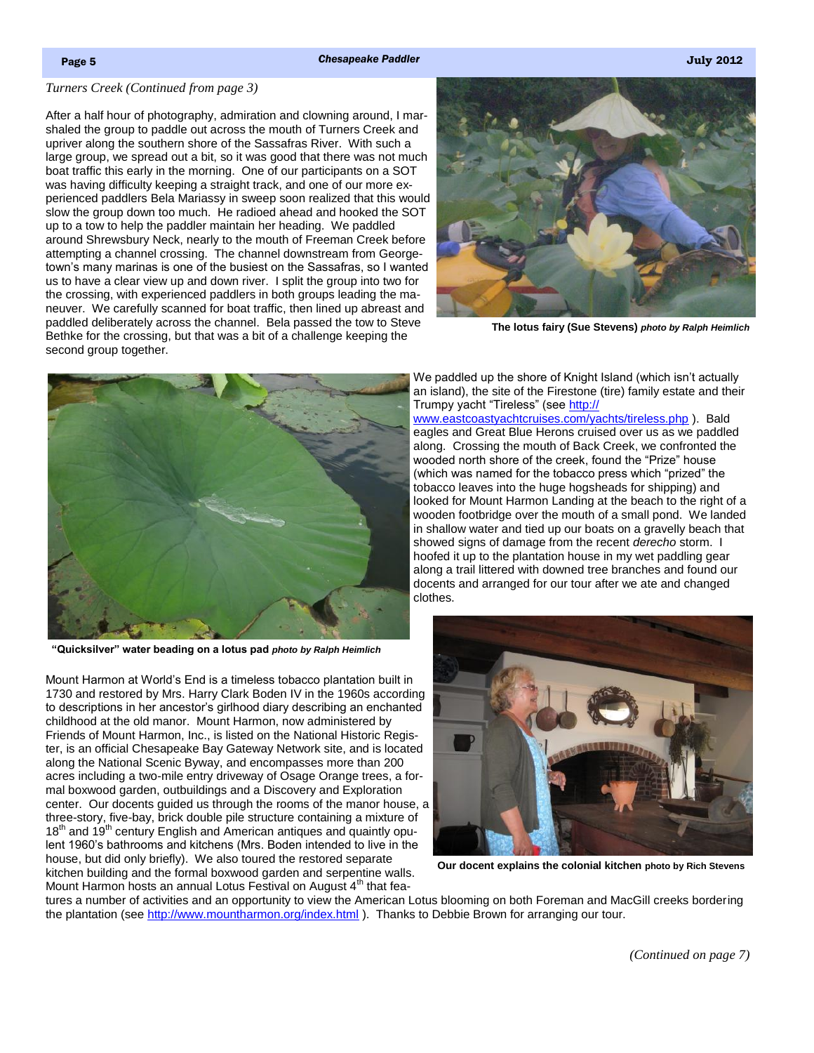*Turners Creek (Continued from page 3)*

After a half hour of photography, admiration and clowning around, I marshaled the group to paddle out across the mouth of Turners Creek and upriver along the southern shore of the Sassafras River. With such a large group, we spread out a bit, so it was good that there was not much boat traffic this early in the morning. One of our participants on a SOT was having difficulty keeping a straight track, and one of our more experienced paddlers Bela Mariassy in sweep soon realized that this would slow the group down too much. He radioed ahead and hooked the SOT up to a tow to help the paddler maintain her heading. We paddled around Shrewsbury Neck, nearly to the mouth of Freeman Creek before attempting a channel crossing. The channel downstream from Georgetown's many marinas is one of the busiest on the Sassafras, so I wanted us to have a clear view up and down river. I split the group into two for the crossing, with experienced paddlers in both groups leading the maneuver. We carefully scanned for boat traffic, then lined up abreast and paddled deliberately across the channel. Bela passed the tow to Steve Bethke for the crossing, but that was a bit of a challenge keeping the second group together.

**The lotus fairy (Sue Stevens)** ***photo by Ralph Heimlich***

We paddled up the shore of Knight Island (which isn't actually an island), the site of the Firestone (tire) family estate and their Trumpy yacht "Tireless" (see http://www.eastcoastyachtcruises.com/yachts/tireless.php ). Bald eagles and Great Blue Herons cruised over us as we paddled along. Crossing the mouth of Back Creek, we confronted the wooded north shore of the creek, found the "Prize" house (which was named for the tobacco press which "prized" the tobacco leaves into the huge hogsheads for shipping) and looked for Mount Harmon Landing at the beach to the right of a wooden footbridge over the mouth of a small pond. We landed in shallow water and tied up our boats on a gravelly beach that showed signs of damage from the recent *derecho* storm. I hoofed it up to the plantation house in my wet paddling gear along a trail littered with downed tree branches and found our docents and arranged for our tour after we ate and changed clothes.

**"Quicksilver" water beading on a lotus pad** ***photo by Ralph Heimlich***

Mount Harmon at World's End is a timeless tobacco plantation built in 1730 and restored by Mrs. Harry Clark Boden IV in the 1960s according to descriptions in her ancestor's girlhood diary describing an enchanted childhood at the old manor. Mount Harmon, now administered by Friends of Mount Harmon, Inc., is listed on the National Historic Register, is an official Chesapeake Bay Gateway Network site, and is located along the National Scenic Byway, and encompasses more than 200 acres including a two-mile entry driveway of Osage Orange trees, a formal boxwood garden, outbuildings and a Discovery and Exploration center. Our docents guided us through the rooms of the manor house, a three-story, five-bay, brick double pile structure containing a mixture of 18th and 19th century English and American antiques and quaintly opulent 1960's bathrooms and kitchens (Mrs. Boden intended to live in the house, but did only briefly). We also toured the restored separate kitchen building and the formal boxwood garden and serpentine walls. Mount Harmon hosts an annual Lotus Festival on August 4th that features a number of activities and an opportunity to view the American Lotus blooming on both Foreman and MacGill creeks bordering the plantation (see http://www.mountharmon.org/index.html ). Thanks to Debbie Brown for arranging our tour.

**Our docent explains the colonial kitchen** photo by Rich Stevens

*(Continued on page 7)*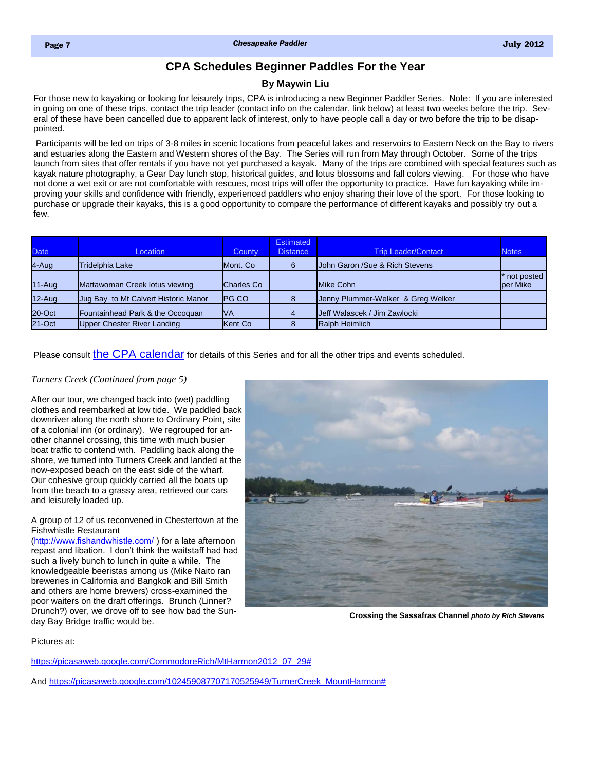## CPA Schedules Beginner Paddles For the Year

**By Maywin Liu**

For those new to kayaking or looking for leisurely trips, CPA is introducing a new Beginner Paddler Series. Note: If you are interested in going on one of these trips, contact the trip leader (contact info on the calendar, link below) at least two weeks before the trip. Several of these have been cancelled due to apparent lack of interest, only to have people call a day or two before the trip to be disappointed.

Participants will be led on trips of 3-8 miles in scenic locations from peaceful lakes and reservoirs to Eastern Neck on the Bay to rivers and estuaries along the Eastern and Western shores of the Bay. The Series will run from May through October. Some of the trips launch from sites that offer rentals if you have not yet purchased a kayak. Many of the trips are combined with special features such as kayak nature photography, a Gear Day lunch stop, historical guides, and lotus blossoms and fall colors viewing. For those who have not done a wet exit or are not comfortable with rescues, most trips will offer the opportunity to practice. Have fun kayaking while improving your skills and confidence with friendly, experienced paddlers who enjoy sharing their love of the sport. For those looking to purchase or upgrade their kayaks, this is a good opportunity to compare the performance of different kayaks and possibly try out a few.

| Date | Location | County | Estimated Distance | Trip Leader/Contact | Notes |
|---|---|---|---|---|---|
| 4-Aug | Tridelphia Lake | Mont. Co | 6 | John Garon /Sue & Rich Stevens | |
| 11-Aug | Mattawoman Creek lotus viewing | Charles Co | | Mike Cohn | * not posted per Mike |
| 12-Aug | Jug Bay to Mt Calvert Historic Manor | PG CO | 8 | Jenny Plummer-Welker & Greg Welker | |
| 20-Oct | Fountainhead Park & the Occoquan | VA | 4 | Jeff Walascek / Jim Zawlocki | |
| 21-Oct | Upper Chester River Landing | Kent Co | 8 | Ralph Heimlich | |

Please consult the CPA calendar for details of this Series and for all the other trips and events scheduled.

*Turners Creek (Continued from page 5)*

After our tour, we changed back into (wet) paddling clothes and reembarked at low tide. We paddled back downriver along the north shore to Ordinary Point, site of a colonial inn (or ordinary). We regrouped for another channel crossing, this time with much busier boat traffic to contend with. Paddling back along the shore, we turned into Turners Creek and landed at the now-exposed beach on the east side of the wharf. Our cohesive group quickly carried all the boats up from the beach to a grassy area, retrieved our cars and leisurely loaded up.

A group of 12 of us reconvened in Chestertown at the Fishwhistle Restaurant (http://www.fishandwhistle.com/ ) for a late afternoon repast and libation. I don't think the waitstaff had had such a lively bunch to lunch in quite a while. The knowledgeable beeristas among us (Mike Naito ran breweries in California and Bangkok and Bill Smith and others are home brewers) cross-examined the poor waiters on the draft offerings. Brunch (Linner? Drunch?) over, we drove off to see how bad the Sunday Bay Bridge traffic would be.

**Crossing the Sassafras Channel** ***photo by Rich Stevens***

Pictures at:

https://picasaweb.google.com/CommodoreRich/MtHarmon2012_07_29#

And https://picasaweb.google.com/102459087707170525949/TurnerCreek_MountHarmon#